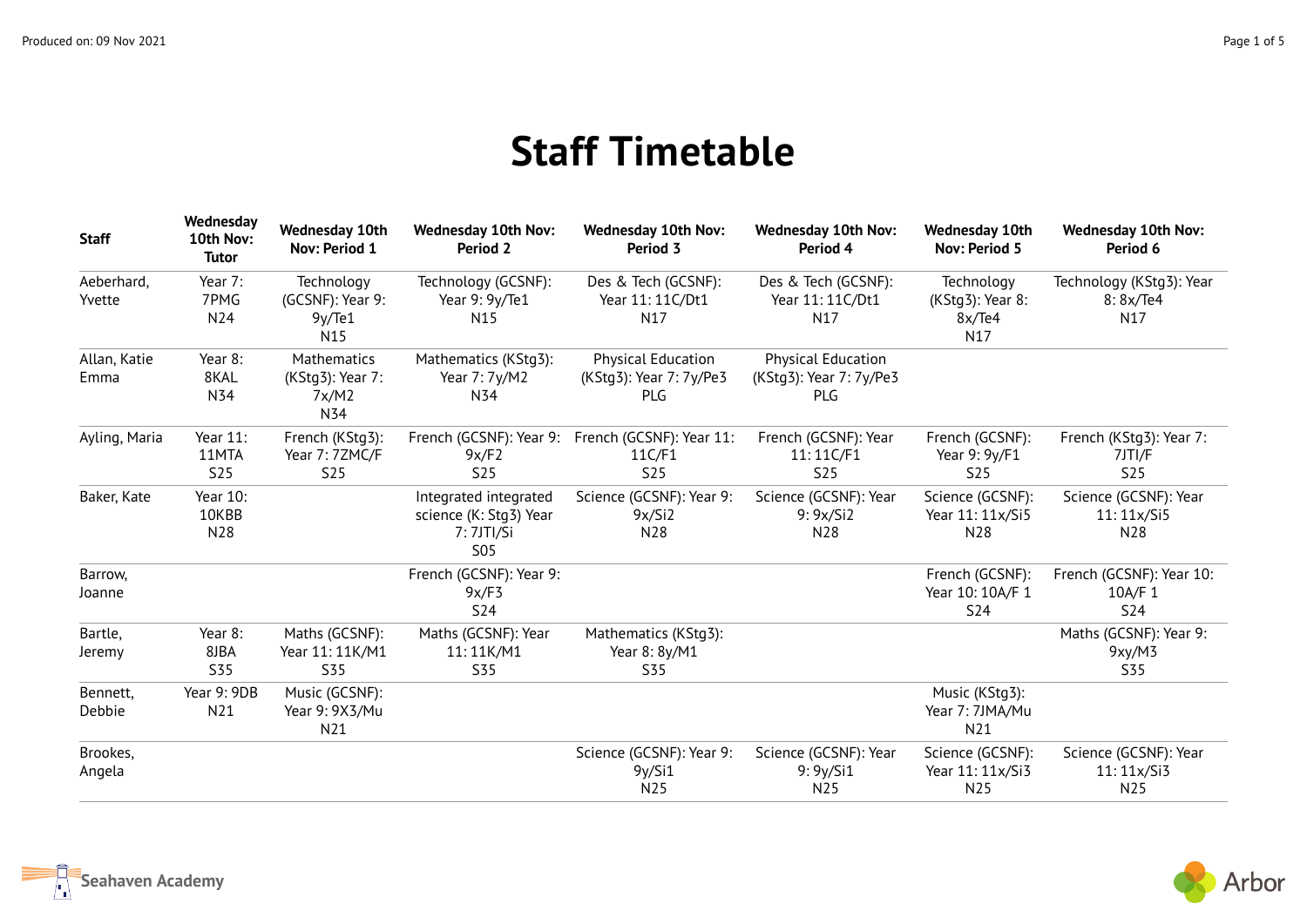# Staff Timetable

| Staff | Wednesday 10th Nov: Tutor | Wednesday 10th Nov: Period 1 | Wednesday 10th Nov: Period 2 | Wednesday 10th Nov: Period 3 | Wednesday 10th Nov: Period 4 | Wednesday 10th Nov: Period 5 | Wednesday 10th Nov: Period 6 |
|---|---|---|---|---|---|---|---|
| Aeberhard, Yvette | Year 7: 7PMG N24 | Technology (GCSNF): Year 9: 9y/Te1 N15 | Technology (GCSNF): Year 9: 9y/Te1 N15 | Des & Tech (GCSNF): Year 11: 11C/Dt1 N17 | Des & Tech (GCSNF): Year 11: 11C/Dt1 N17 | Technology (KStg3): Year 8: 8x/Te4 N17 | Technology (KStg3): Year 8: 8x/Te4 N17 |
| Allan, Katie Emma | Year 8: 8KAL N34 | Mathematics (KStg3): Year 7: 7x/M2 N34 | Mathematics (KStg3): Year 7: 7y/M2 N34 | Physical Education (KStg3): Year 7: 7y/Pe3 PLG | Physical Education (KStg3): Year 7: 7y/Pe3 PLG | | |
| Ayling, Maria | Year 11: 11MTA S25 | French (KStg3): Year 7: 7ZMC/F S25 | French (GCSNF): Year 9: 9x/F2 S25 | French (GCSNF): Year 11: 11C/F1 S25 | French (GCSNF): Year 11: 11C/F1 S25 | French (GCSNF): Year 9: 9y/F1 S25 | French (KStg3): Year 7: 7JTI/F S25 |
| Baker, Kate | Year 10: 10KBB N28 | | Integrated integrated science (K: Stg3) Year 7: 7JTI/Si S05 | Science (GCSNF): Year 9: 9x/Si2 N28 | Science (GCSNF): Year 9: 9x/Si2 N28 | Science (GCSNF): Year 11: 11x/Si5 N28 | Science (GCSNF): Year 11: 11x/Si5 N28 |
| Barrow, Joanne | | | French (GCSNF): Year 9: 9x/F3 S24 | | | French (GCSNF): Year 10: 10A/F 1 S24 | French (GCSNF): Year 10: 10A/F 1 S24 |
| Bartle, Jeremy | Year 8: 8JBA S35 | Maths (GCSNF): Year 11: 11K/M1 S35 | Maths (GCSNF): Year 11: 11K/M1 S35 | Mathematics (KStg3): Year 8: 8y/M1 S35 | | | Maths (GCSNF): Year 9: 9xy/M3 S35 |
| Bennett, Debbie | Year 9: 9DB N21 | Music (GCSNF): Year 9: 9X3/Mu N21 | | | | Music (KStg3): Year 7: 7JMA/Mu N21 | |
| Brookes, Angela | | | | Science (GCSNF): Year 9: 9y/Si1 N25 | Science (GCSNF): Year 9: 9y/Si1 N25 | Science (GCSNF): Year 11: 11x/Si3 N25 | Science (GCSNF): Year 11: 11x/Si3 N25 |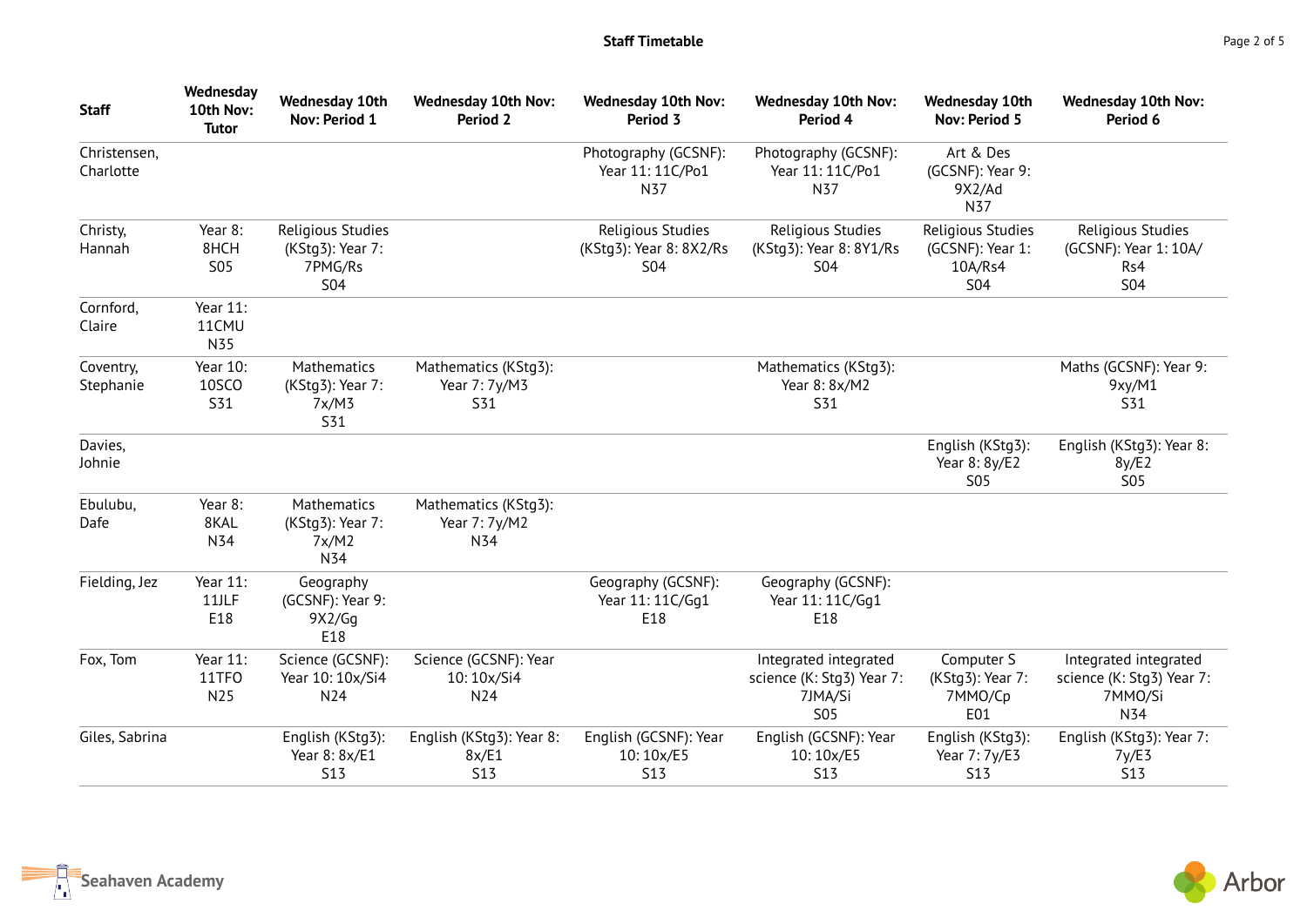## Staff Timetable

| Staff | Wednesday 10th Nov: Tutor | Wednesday 10th Nov: Period 1 | Wednesday 10th Nov: Period 2 | Wednesday 10th Nov: Period 3 | Wednesday 10th Nov: Period 4 | Wednesday 10th Nov: Period 5 | Wednesday 10th Nov: Period 6 |
|---|---|---|---|---|---|---|---|
| Christensen, Charlotte | | | | Photography (GCSNF): Year 11: 11C/Po1 N37 | Photography (GCSNF): Year 11: 11C/Po1 N37 | Art & Des (GCSNF): Year 9: 9X2/Ad N37 | |
| Christy, Hannah | Year 8: 8HCH S05 | Religious Studies (KStg3): Year 7: 7PMG/Rs S04 | | Religious Studies (KStg3): Year 8: 8X2/Rs S04 | Religious Studies (KStg3): Year 8: 8Y1/Rs S04 | Religious Studies (GCSNF): Year 1: 10A/Rs4 S04 | Religious Studies (GCSNF): Year 1: 10A/ Rs4 S04 |
| Cornford, Claire | Year 11: 11CMU N35 | | | | | | |
| Coventry, Stephanie | Year 10: 10SCO S31 | Mathematics (KStg3): Year 7: 7x/M3 S31 | Mathematics (KStg3): Year 7: 7y/M3 S31 | | Mathematics (KStg3): Year 8: 8x/M2 S31 | | Maths (GCSNF): Year 9: 9xy/M1 S31 |
| Davies, Johnie | | | | | | English (KStg3): Year 8: 8y/E2 S05 | English (KStg3): Year 8: 8y/E2 S05 |
| Ebulubu, Dafe | Year 8: 8KAL N34 | Mathematics (KStg3): Year 7: 7x/M2 N34 | Mathematics (KStg3): Year 7: 7y/M2 N34 | | | | |
| Fielding, Jez | Year 11: 11JLF E18 | Geography (GCSNF): Year 9: 9X2/Gg E18 | | Geography (GCSNF): Year 11: 11C/Gg1 E18 | Geography (GCSNF): Year 11: 11C/Gg1 E18 | | |
| Fox, Tom | Year 11: 11TFO N25 | Science (GCSNF): Year 10: 10x/Si4 N24 | Science (GCSNF): Year 10: 10x/Si4 N24 | | Integrated integrated science (K: Stg3) Year 7: 7JMA/Si S05 | Computer S (KStg3): Year 7: 7MMO/Cp E01 | Integrated integrated science (K: Stg3) Year 7: 7MMO/Si N34 |
| Giles, Sabrina | | English (KStg3): Year 8: 8x/E1 S13 | English (KStg3): Year 8: 8x/E1 S13 | English (GCSNF): Year 10: 10x/E5 S13 | English (GCSNF): Year 10: 10x/E5 S13 | English (KStg3): Year 7: 7y/E3 S13 | English (KStg3): Year 7: 7y/E3 S13 |

Seahaven Academy

Arbor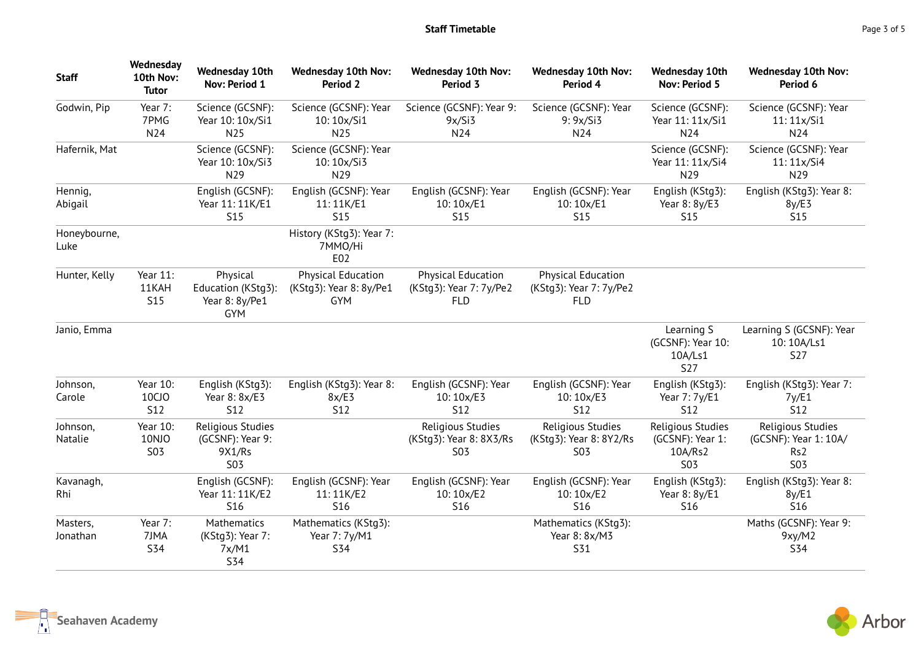## Staff Timetable

| Staff | Wednesday 10th Nov: Tutor | Wednesday 10th Nov: Period 1 | Wednesday 10th Nov: Period 2 | Wednesday 10th Nov: Period 3 | Wednesday 10th Nov: Period 4 | Wednesday 10th Nov: Period 5 | Wednesday 10th Nov: Period 6 |
|---|---|---|---|---|---|---|---|
| Godwin, Pip | Year 7: 7PMG N24 | Science (GCSNF): Year 10: 10x/Si1 N25 | Science (GCSNF): Year 10: 10x/Si1 N25 | Science (GCSNF): Year 9: 9x/Si3 N24 | Science (GCSNF): Year 9: 9x/Si3 N24 | Science (GCSNF): Year 11: 11x/Si1 N24 | Science (GCSNF): Year 11: 11x/Si1 N24 |
| Hafernik, Mat | | Science (GCSNF): Year 10: 10x/Si3 N29 | Science (GCSNF): Year 10: 10x/Si3 N29 | | | Science (GCSNF): Year 11: 11x/Si4 N29 | Science (GCSNF): Year 11: 11x/Si4 N29 |
| Hennig, Abigail | | English (GCSNF): Year 11: 11K/E1 S15 | English (GCSNF): Year 11: 11K/E1 S15 | English (GCSNF): Year 10: 10x/E1 S15 | English (GCSNF): Year 10: 10x/E1 S15 | English (KStg3): Year 8: 8y/E3 S15 | English (KStg3): Year 8: 8y/E3 S15 |
| Honeybourne, Luke | | | History (KStg3): Year 7: 7MMO/Hi E02 | | | | |
| Hunter, Kelly | Year 11: 11KAH S15 | Physical Education (KStg3): Year 8: 8y/Pe1 GYM | Physical Education (KStg3): Year 8: 8y/Pe1 GYM | Physical Education (KStg3): Year 7: 7y/Pe2 FLD | Physical Education (KStg3): Year 7: 7y/Pe2 FLD | | |
| Janio, Emma | | | | | | Learning S (GCSNF): Year 10: 10A/Ls1 S27 | Learning S (GCSNF): Year 10: 10A/Ls1 S27 |
| Johnson, Carole | Year 10: 10CJO S12 | English (KStg3): Year 8: 8x/E3 S12 | English (KStg3): Year 8: 8x/E3 S12 | English (GCSNF): Year 10: 10x/E3 S12 | English (GCSNF): Year 10: 10x/E3 S12 | English (KStg3): Year 7: 7y/E1 S12 | English (KStg3): Year 7: 7y/E1 S12 |
| Johnson, Natalie | Year 10: 10NJO S03 | Religious Studies (GCSNF): Year 9: 9X1/Rs S03 | | Religious Studies (KStg3): Year 8: 8X3/Rs S03 | Religious Studies (KStg3): Year 8: 8Y2/Rs S03 | Religious Studies (GCSNF): Year 1: 10A/Rs2 S03 | Religious Studies (GCSNF): Year 1: 10A/Rs2 S03 |
| Kavanagh, Rhi | | English (GCSNF): Year 11: 11K/E2 S16 | English (GCSNF): Year 11: 11K/E2 S16 | English (GCSNF): Year 10: 10x/E2 S16 | English (GCSNF): Year 10: 10x/E2 S16 | English (KStg3): Year 8: 8y/E1 S16 | English (KStg3): Year 8: 8y/E1 S16 |
| Masters, Jonathan | Year 7: 7JMA S34 | Mathematics (KStg3): Year 7: 7x/M1 S34 | Mathematics (KStg3): Year 7: 7y/M1 S34 | | Mathematics (KStg3): Year 8: 8x/M3 S31 | | Maths (GCSNF): Year 9: 9xy/M2 S34 |

Seahaven Academy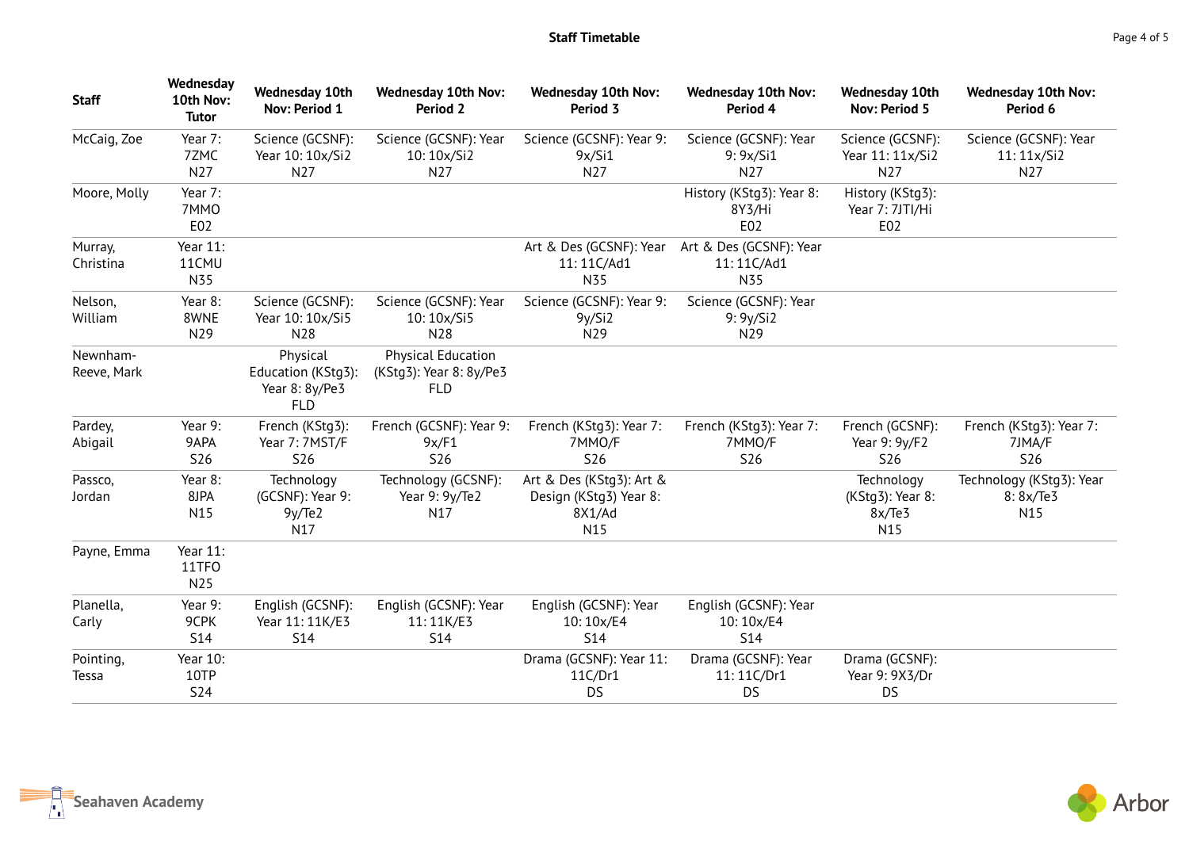| Staff | Wednesday 10th Nov: Tutor | Wednesday 10th Nov: Period 1 | Wednesday 10th Nov: Period 2 | Wednesday 10th Nov: Period 3 | Wednesday 10th Nov: Period 4 | Wednesday 10th Nov: Period 5 | Wednesday 10th Nov: Period 6 |
|---|---|---|---|---|---|---|---|
| McCaig, Zoe | Year 7: 7ZMC N27 | Science (GCSNF): Year 10: 10x/Si2 N27 | Science (GCSNF): Year 10: 10x/Si2 N27 | Science (GCSNF): Year 9: 9x/Si1 N27 | Science (GCSNF): Year 9: 9x/Si1 N27 | Science (GCSNF): Year 11: 11x/Si2 N27 | Science (GCSNF): Year 11: 11x/Si2 N27 |
| Moore, Molly | Year 7: 7MMO E02 | | | | History (KStg3): Year 8: 8Y3/Hi E02 | History (KStg3): Year 7: 7JTI/Hi E02 | |
| Murray, Christina | Year 11: 11CMU N35 | | | Art & Des (GCSNF): Year 11: 11C/Ad1 N35 | Art & Des (GCSNF): Year 11: 11C/Ad1 N35 | | |
| Nelson, William | Year 8: 8WNE N29 | Science (GCSNF): Year 10: 10x/Si5 N28 | Science (GCSNF): Year 10: 10x/Si5 N28 | Science (GCSNF): Year 9: 9y/Si2 N29 | Science (GCSNF): Year 9: 9y/Si2 N29 | | |
| Newnham-Reeve, Mark | | Physical Education (KStg3): Year 8: 8y/Pe3 FLD | Physical Education (KStg3): Year 8: 8y/Pe3 FLD | | | | |
| Pardey, Abigail | Year 9: 9APA S26 | French (KStg3): Year 7: 7MST/F S26 | French (GCSNF): Year 9: 9x/F1 S26 | French (KStg3): Year 7: 7MMO/F S26 | French (KStg3): Year 7: 7MMO/F S26 | French (GCSNF): Year 9: 9y/F2 S26 | French (KStg3): Year 7: 7JMA/F S26 |
| Passco, Jordan | Year 8: 8JPA N15 | Technology (GCSNF): Year 9: 9y/Te2 N17 | Technology (GCSNF): Year 9: 9y/Te2 N17 | Art & Des (KStg3): Art & Design (KStg3) Year 8: 8X1/Ad N15 | | Technology (KStg3): Year 8: 8x/Te3 N15 | Technology (KStg3): Year 8: 8x/Te3 N15 |
| Payne, Emma | Year 11: 11TFO N25 | | | | | | |
| Planella, Carly | Year 9: 9CPK S14 | English (GCSNF): Year 11: 11K/E3 S14 | English (GCSNF): Year 11: 11K/E3 S14 | English (GCSNF): Year 10: 10x/E4 S14 | English (GCSNF): Year 10: 10x/E4 S14 | | |
| Pointing, Tessa | Year 10: 10TP S24 | | | Drama (GCSNF): Year 11: 11C/Dr1 DS | Drama (GCSNF): Year 11: 11C/Dr1 DS | Drama (GCSNF): Year 9: 9X3/Dr DS | |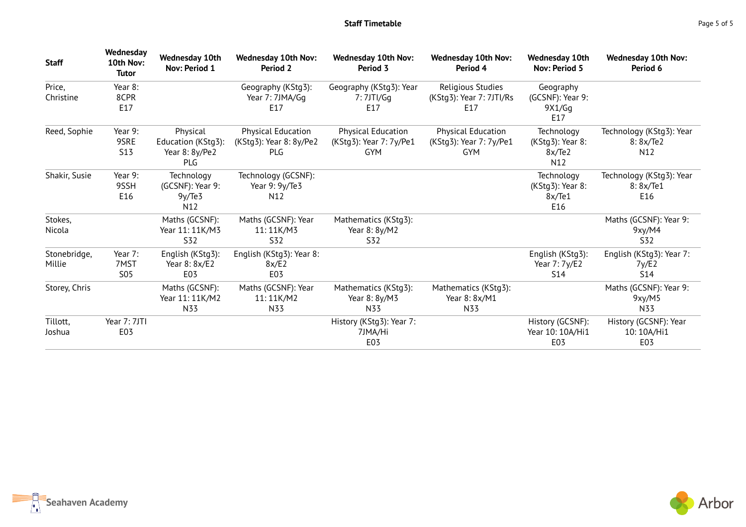| Staff | Wednesday 10th Nov: Tutor | Wednesday 10th Nov: Period 1 | Wednesday 10th Nov: Period 2 | Wednesday 10th Nov: Period 3 | Wednesday 10th Nov: Period 4 | Wednesday 10th Nov: Period 5 | Wednesday 10th Nov: Period 6 |
|---|---|---|---|---|---|---|---|
| Price, Christine | Year 8: 8CPR E17 | | Geography (KStg3): Year 7: 7JMA/Gg E17 | Geography (KStg3): Year 7: 7JTI/Gg E17 | Religious Studies (KStg3): Year 7: 7JTI/Rs E17 | Geography (GCSNF): Year 9: 9X1/Gg E17 | |
| Reed, Sophie | Year 9: 9SRE S13 | Physical Education (KStg3): Year 8: 8y/Pe2 PLG | Physical Education (KStg3): Year 8: 8y/Pe2 PLG | Physical Education (KStg3): Year 7: 7y/Pe1 GYM | Physical Education (KStg3): Year 7: 7y/Pe1 GYM | Technology (KStg3): Year 8: 8x/Te2 N12 | Technology (KStg3): Year 8: 8x/Te2 N12 |
| Shakir, Susie | Year 9: 9SSH E16 | Technology (GCSNF): Year 9: 9y/Te3 N12 | Technology (GCSNF): Year 9: 9y/Te3 N12 | | | Technology (KStg3): Year 8: 8x/Te1 E16 | Technology (KStg3): Year 8: 8x/Te1 E16 |
| Stokes, Nicola | | Maths (GCSNF): Year 11: 11K/M3 S32 | Maths (GCSNF): Year 11: 11K/M3 S32 | Mathematics (KStg3): Year 8: 8y/M2 S32 | | | Maths (GCSNF): Year 9: 9xy/M4 S32 |
| Stonebridge, Millie | Year 7: 7MST S05 | English (KStg3): Year 8: 8x/E2 E03 | English (KStg3): Year 8: 8x/E2 E03 | | | English (KStg3): Year 7: 7y/E2 S14 | English (KStg3): Year 7: 7y/E2 S14 |
| Storey, Chris | | Maths (GCSNF): Year 11: 11K/M2 N33 | Maths (GCSNF): Year 11: 11K/M2 N33 | Mathematics (KStg3): Year 8: 8y/M3 N33 | Mathematics (KStg3): Year 8: 8x/M1 N33 | | Maths (GCSNF): Year 9: 9xy/M5 N33 |
| Tillott, Joshua | Year 7: 7JTI E03 | | | History (KStg3): Year 7: 7JMA/Hi E03 | | History (GCSNF): Year 10: 10A/Hi1 E03 | History (GCSNF): Year 10: 10A/Hi1 E03 |